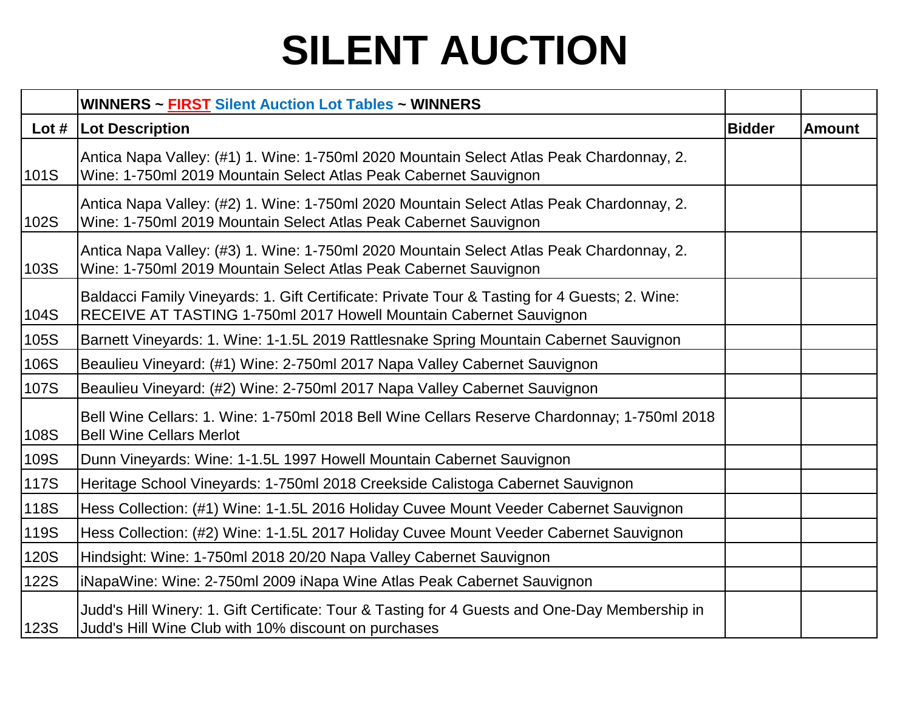# SILENT AUCTION

| | WINNERS ~ FIRST Silent Auction Lot Tables ~ WINNERS | | |
|---|---|---|---|
| **Lot #** | **Lot Description** | **Bidder** | **Amount** |
| 101S | Antica Napa Valley: (#1) 1. Wine: 1-750ml 2020 Mountain Select Atlas Peak Chardonnay, 2. Wine: 1-750ml 2019 Mountain Select Atlas Peak Cabernet Sauvignon | | |
| 102S | Antica Napa Valley: (#2) 1. Wine: 1-750ml 2020 Mountain Select Atlas Peak Chardonnay, 2. Wine: 1-750ml 2019 Mountain Select Atlas Peak Cabernet Sauvignon | | |
| 103S | Antica Napa Valley: (#3) 1. Wine: 1-750ml 2020 Mountain Select Atlas Peak Chardonnay, 2. Wine: 1-750ml 2019 Mountain Select Atlas Peak Cabernet Sauvignon | | |
| 104S | Baldacci Family Vineyards: 1. Gift Certificate: Private Tour & Tasting for 4 Guests; 2. Wine: RECEIVE AT TASTING 1-750ml 2017 Howell Mountain Cabernet Sauvignon | | |
| 105S | Barnett Vineyards: 1. Wine: 1-1.5L 2019 Rattlesnake Spring Mountain Cabernet Sauvignon | | |
| 106S | Beaulieu Vineyard: (#1) Wine: 2-750ml 2017 Napa Valley Cabernet Sauvignon | | |
| 107S | Beaulieu Vineyard: (#2) Wine: 2-750ml 2017 Napa Valley Cabernet Sauvignon | | |
| 108S | Bell Wine Cellars: 1. Wine: 1-750ml 2018 Bell Wine Cellars Reserve Chardonnay; 1-750ml 2018 Bell Wine Cellars Merlot | | |
| 109S | Dunn Vineyards: Wine: 1-1.5L 1997 Howell Mountain Cabernet Sauvignon | | |
| 117S | Heritage School Vineyards: 1-750ml 2018 Creekside Calistoga Cabernet Sauvignon | | |
| 118S | Hess Collection: (#1) Wine: 1-1.5L 2016 Holiday Cuvee Mount Veeder Cabernet Sauvignon | | |
| 119S | Hess Collection: (#2) Wine: 1-1.5L 2017 Holiday Cuvee Mount Veeder Cabernet Sauvignon | | |
| 120S | Hindsight: Wine: 1-750ml 2018 20/20 Napa Valley Cabernet Sauvignon | | |
| 122S | iNapaWine: Wine: 2-750ml 2009 iNapa Wine Atlas Peak Cabernet Sauvignon | | |
| 123S | Judd's Hill Winery: 1. Gift Certificate: Tour & Tasting for 4 Guests and One-Day Membership in Judd's Hill Wine Club with 10% discount on purchases | | |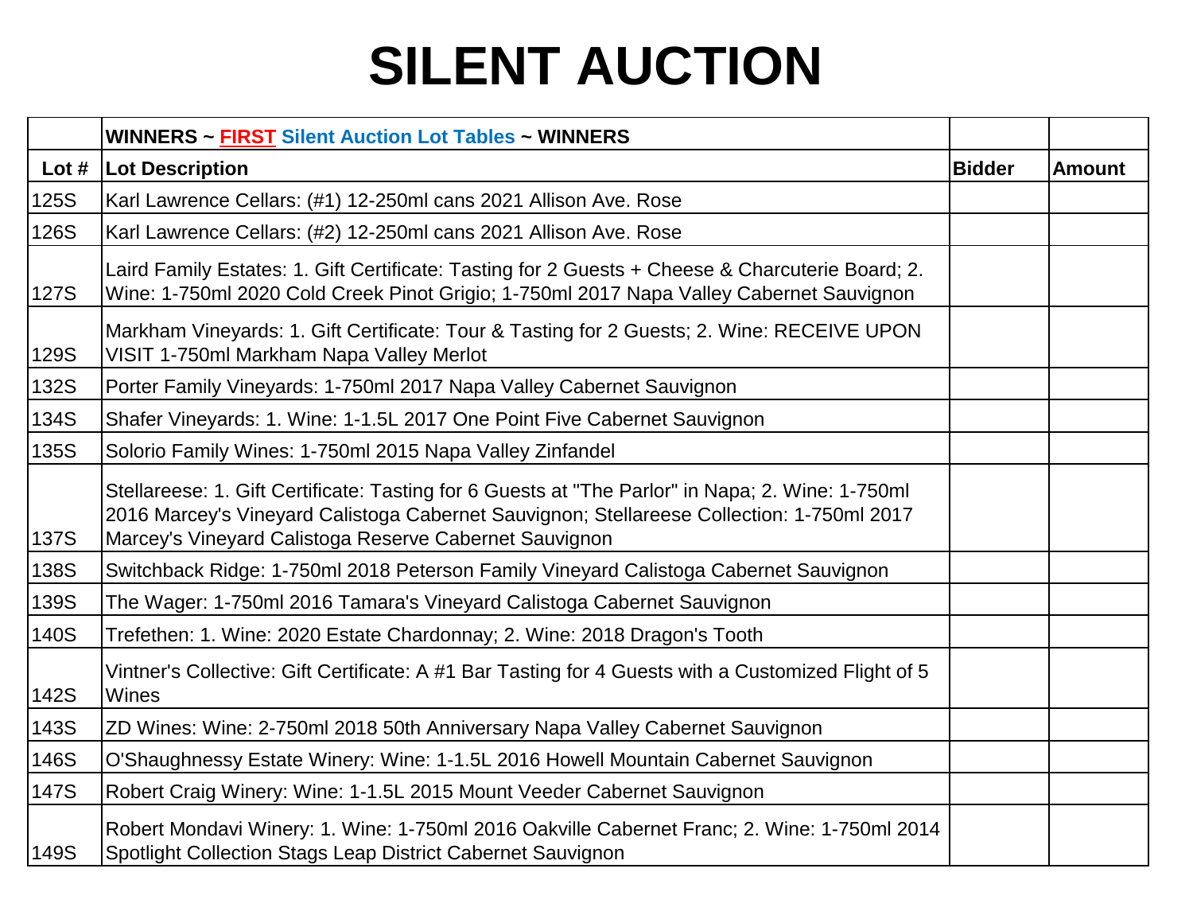# SILENT AUCTION

| | WINNERS ~ FIRST Silent Auction Lot Tables ~ WINNERS | | |
|---|---|---|---|
| **Lot #** | **Lot Description** | **Bidder** | **Amount** |
| 125S | Karl Lawrence Cellars: (#1) 12-250ml cans 2021 Allison Ave. Rose | | |
| 126S | Karl Lawrence Cellars: (#2) 12-250ml cans 2021 Allison Ave. Rose | | |
| 127S | Laird Family Estates: 1. Gift Certificate: Tasting for 2 Guests + Cheese & Charcuterie Board; 2. Wine: 1-750ml 2020 Cold Creek Pinot Grigio; 1-750ml 2017 Napa Valley Cabernet Sauvignon | | |
| 129S | Markham Vineyards: 1. Gift Certificate: Tour & Tasting for 2 Guests; 2. Wine: RECEIVE UPON VISIT 1-750ml Markham Napa Valley Merlot | | |
| 132S | Porter Family Vineyards: 1-750ml 2017 Napa Valley Cabernet Sauvignon | | |
| 134S | Shafer Vineyards: 1. Wine: 1-1.5L 2017 One Point Five Cabernet Sauvignon | | |
| 135S | Solorio Family Wines: 1-750ml 2015 Napa Valley Zinfandel | | |
| 137S | Stellareese: 1. Gift Certificate: Tasting for 6 Guests at "The Parlor" in Napa; 2. Wine: 1-750ml 2016 Marcey's Vineyard Calistoga Cabernet Sauvignon; Stellareese Collection: 1-750ml 2017 Marcey's Vineyard Calistoga Reserve Cabernet Sauvignon | | |
| 138S | Switchback Ridge: 1-750ml 2018 Peterson Family Vineyard Calistoga Cabernet Sauvignon | | |
| 139S | The Wager: 1-750ml 2016 Tamara's Vineyard Calistoga Cabernet Sauvignon | | |
| 140S | Trefethen: 1. Wine: 2020 Estate Chardonnay; 2. Wine: 2018 Dragon's Tooth | | |
| 142S | Vintner's Collective: Gift Certificate: A #1 Bar Tasting for 4 Guests with a Customized Flight of 5 Wines | | |
| 143S | ZD Wines: Wine: 2-750ml 2018 50th Anniversary Napa Valley Cabernet Sauvignon | | |
| 146S | O'Shaughnessy Estate Winery: Wine: 1-1.5L 2016 Howell Mountain Cabernet Sauvignon | | |
| 147S | Robert Craig Winery: Wine: 1-1.5L 2015 Mount Veeder Cabernet Sauvignon | | |
| 149S | Robert Mondavi Winery: 1. Wine: 1-750ml 2016 Oakville Cabernet Franc; 2. Wine: 1-750ml 2014 Spotlight Collection Stags Leap District Cabernet Sauvignon | | |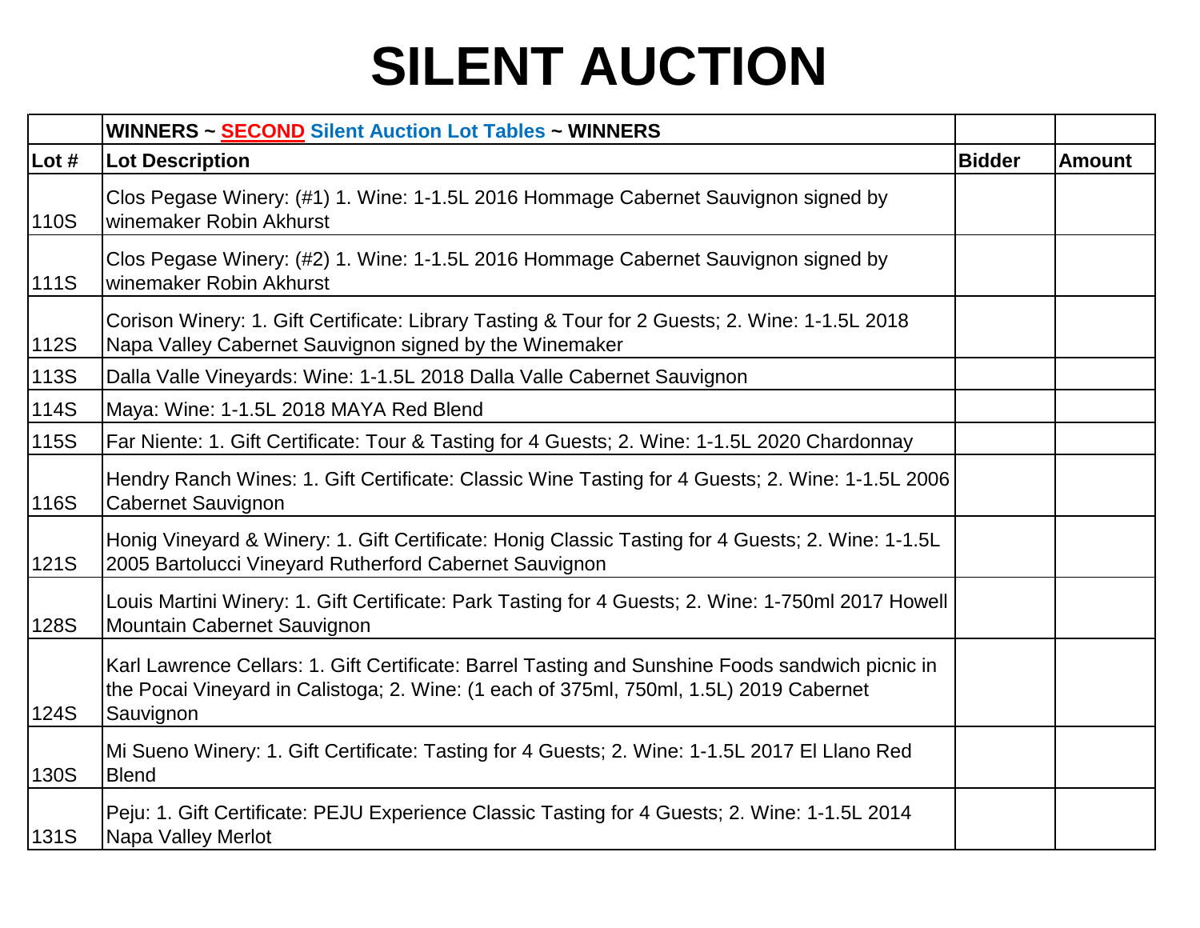# SILENT AUCTION

| | WINNERS ~ SECOND Silent Auction Lot Tables ~ WINNERS | | |
|---|---|---|---|
| **Lot #** | **Lot Description** | **Bidder** | **Amount** |
| 110S | Clos Pegase Winery: (#1) 1. Wine: 1-1.5L 2016 Hommage Cabernet Sauvignon signed by winemaker Robin Akhurst | | |
| 111S | Clos Pegase Winery: (#2) 1. Wine: 1-1.5L 2016 Hommage Cabernet Sauvignon signed by winemaker Robin Akhurst | | |
| 112S | Corison Winery: 1. Gift Certificate: Library Tasting & Tour for 2 Guests; 2. Wine: 1-1.5L 2018 Napa Valley Cabernet Sauvignon signed by the Winemaker | | |
| 113S | Dalla Valle Vineyards: Wine: 1-1.5L 2018 Dalla Valle Cabernet Sauvignon | | |
| 114S | Maya: Wine: 1-1.5L 2018 MAYA Red Blend | | |
| 115S | Far Niente: 1. Gift Certificate: Tour & Tasting for 4 Guests; 2. Wine: 1-1.5L 2020 Chardonnay | | |
| 116S | Hendry Ranch Wines: 1. Gift Certificate: Classic Wine Tasting for 4 Guests; 2. Wine: 1-1.5L 2006 Cabernet Sauvignon | | |
| 121S | Honig Vineyard & Winery: 1. Gift Certificate: Honig Classic Tasting for 4 Guests; 2. Wine: 1-1.5L 2005 Bartolucci Vineyard Rutherford Cabernet Sauvignon | | |
| 128S | Louis Martini Winery: 1. Gift Certificate: Park Tasting for 4 Guests; 2. Wine: 1-750ml 2017 Howell Mountain Cabernet Sauvignon | | |
| 124S | Karl Lawrence Cellars: 1. Gift Certificate: Barrel Tasting and Sunshine Foods sandwich picnic in the Pocai Vineyard in Calistoga; 2. Wine: (1 each of 375ml, 750ml, 1.5L) 2019 Cabernet Sauvignon | | |
| 130S | Mi Sueno Winery: 1. Gift Certificate: Tasting for 4 Guests; 2. Wine: 1-1.5L 2017 El Llano Red Blend | | |
| 131S | Peju: 1. Gift Certificate: PEJU Experience Classic Tasting for 4 Guests; 2. Wine: 1-1.5L 2014 Napa Valley Merlot | | |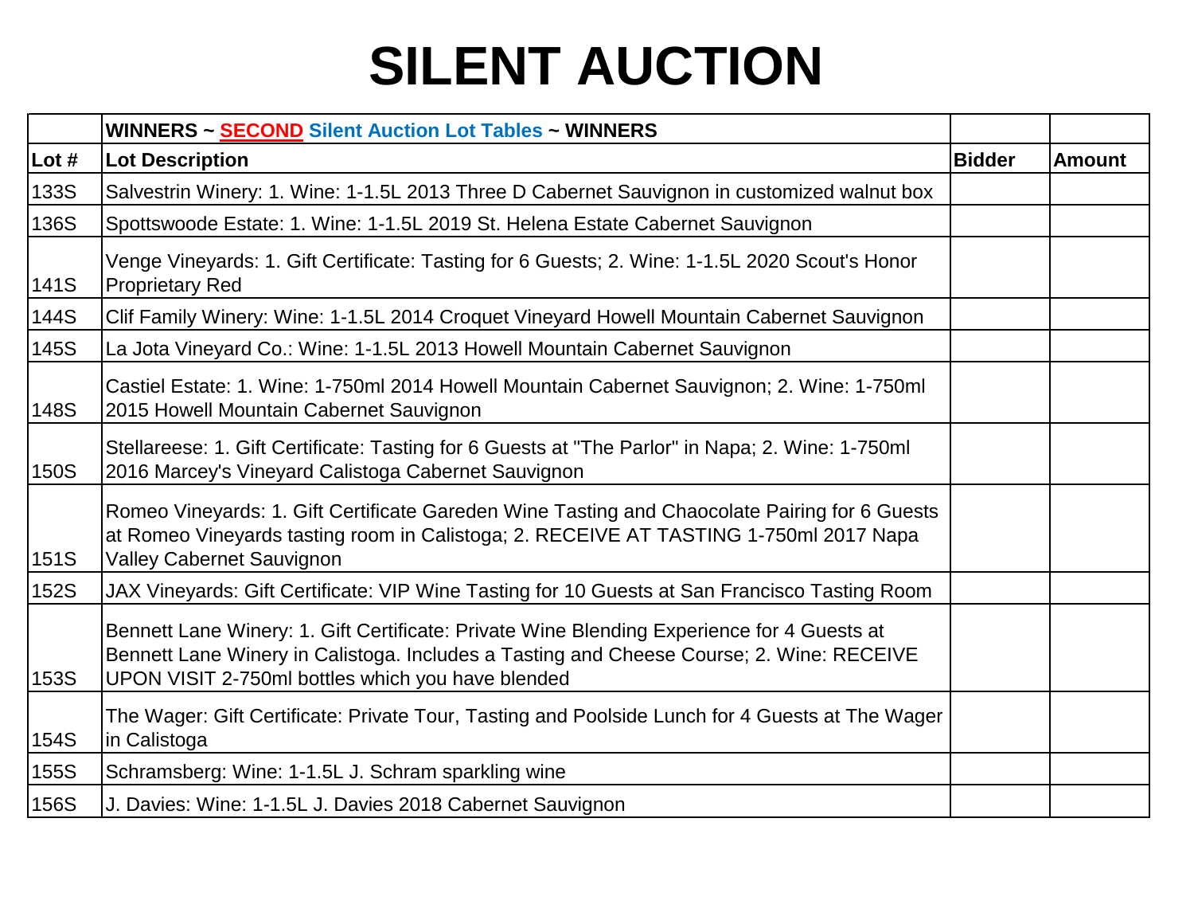# SILENT AUCTION

| | **WINNERS ~ SECOND Silent Auction Lot Tables ~ WINNERS** | | |
|---|---|---|---|
| **Lot #** | **Lot Description** | **Bidder** | **Amount** |
| 133S | Salvestrin Winery: 1. Wine: 1-1.5L 2013 Three D Cabernet Sauvignon in customized walnut box | | |
| 136S | Spottswoode Estate: 1. Wine: 1-1.5L 2019 St. Helena Estate Cabernet Sauvignon | | |
| 141S | Venge Vineyards: 1. Gift Certificate: Tasting for 6 Guests; 2. Wine: 1-1.5L 2020 Scout's Honor Proprietary Red | | |
| 144S | Clif Family Winery: Wine: 1-1.5L 2014 Croquet Vineyard Howell Mountain Cabernet Sauvignon | | |
| 145S | La Jota Vineyard Co.: Wine: 1-1.5L 2013 Howell Mountain Cabernet Sauvignon | | |
| 148S | Castiel Estate: 1. Wine: 1-750ml 2014 Howell Mountain Cabernet Sauvignon; 2. Wine: 1-750ml 2015 Howell Mountain Cabernet Sauvignon | | |
| 150S | Stellareese: 1. Gift Certificate: Tasting for 6 Guests at "The Parlor" in Napa; 2. Wine: 1-750ml 2016 Marcey's Vineyard Calistoga Cabernet Sauvignon | | |
| 151S | Romeo Vineyards: 1. Gift Certificate Gareden Wine Tasting and Chaocolate Pairing for 6 Guests at Romeo Vineyards tasting room in Calistoga; 2. RECEIVE AT TASTING 1-750ml 2017 Napa Valley Cabernet Sauvignon | | |
| 152S | JAX Vineyards: Gift Certificate: VIP Wine Tasting for 10 Guests at San Francisco Tasting Room | | |
| 153S | Bennett Lane Winery: 1. Gift Certificate: Private Wine Blending Experience for 4 Guests at Bennett Lane Winery in Calistoga. Includes a Tasting and Cheese Course; 2. Wine: RECEIVE UPON VISIT 2-750ml bottles which you have blended | | |
| 154S | The Wager: Gift Certificate: Private Tour, Tasting and Poolside Lunch for 4 Guests at The Wager in Calistoga | | |
| 155S | Schramsberg: Wine: 1-1.5L J. Schram sparkling wine | | |
| 156S | J. Davies: Wine: 1-1.5L J. Davies 2018 Cabernet Sauvignon | | |